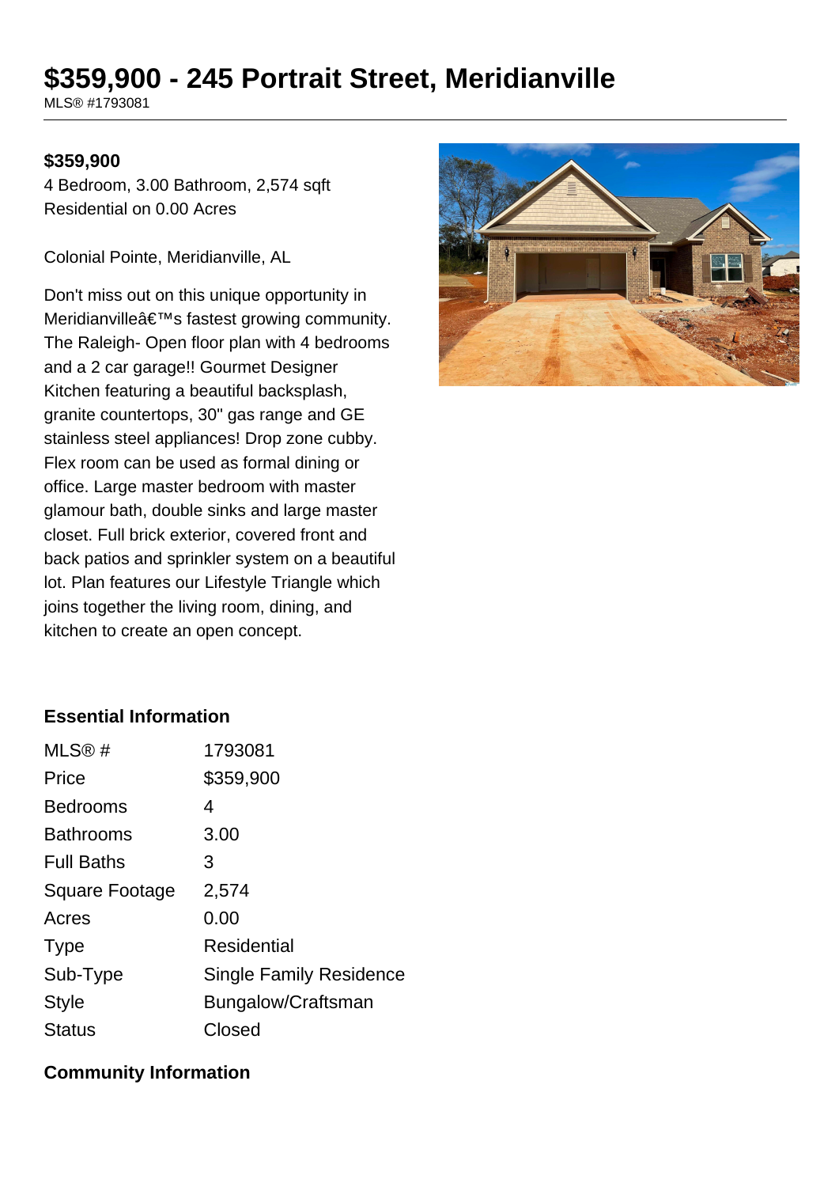# $359,900 - 245 Portrait Street, Meridianville

MLS® #1793081

**$359,900**

4 Bedroom, 3.00 Bathroom, 2,574 sqft
Residential on 0.00 Acres

Colonial Pointe, Meridianville, AL

Don't miss out on this unique opportunity in Meridianvilleâ€™s fastest growing community. The Raleigh- Open floor plan with 4 bedrooms and a 2 car garage!! Gourmet Designer Kitchen featuring a beautiful backsplash, granite countertops, 30" gas range and GE stainless steel appliances! Drop zone cubby. Flex room can be used as formal dining or office. Large master bedroom with master glamour bath, double sinks and large master closet. Full brick exterior, covered front and back patios and sprinkler system on a beautiful lot. Plan features our Lifestyle Triangle which joins together the living room, dining, and kitchen to create an open concept.

## Essential Information

| | |
|---|---|
| MLS® # | 1793081 |
| Price | $359,900 |
| Bedrooms | 4 |
| Bathrooms | 3.00 |
| Full Baths | 3 |
| Square Footage | 2,574 |
| Acres | 0.00 |
| Type | Residential |
| Sub-Type | Single Family Residence |
| Style | Bungalow/Craftsman |
| Status | Closed |

## Community Information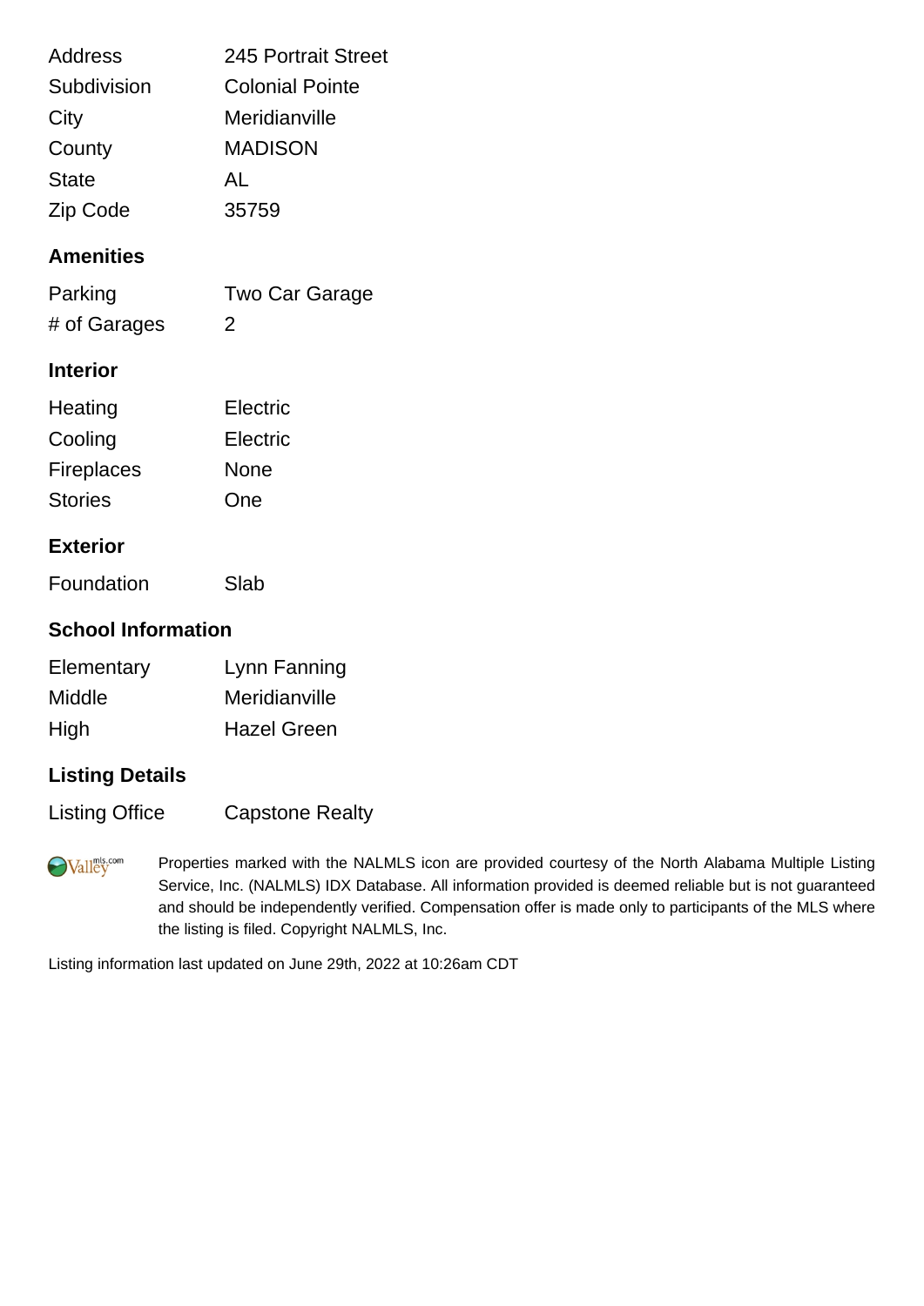| | |
|---|---|
| Address | 245 Portrait Street |
| Subdivision | Colonial Pointe |
| City | Meridianville |
| County | MADISON |
| State | AL |
| Zip Code | 35759 |

### Amenities

| | |
|---|---|
| Parking | Two Car Garage |
| # of Garages | 2 |

### Interior

| | |
|---|---|
| Heating | Electric |
| Cooling | Electric |
| Fireplaces | None |
| Stories | One |

### Exterior

| | |
|---|---|
| Foundation | Slab |

### School Information

| | |
|---|---|
| Elementary | Lynn Fanning |
| Middle | Meridianville |
| High | Hazel Green |

### Listing Details

| | |
|---|---|
| Listing Office | Capstone Realty |

Properties marked with the NALMLS icon are provided courtesy of the North Alabama Multiple Listing Service, Inc. (NALMLS) IDX Database. All information provided is deemed reliable but is not guaranteed and should be independently verified. Compensation offer is made only to participants of the MLS where the listing is filed. Copyright NALMLS, Inc.

Listing information last updated on June 29th, 2022 at 10:26am CDT